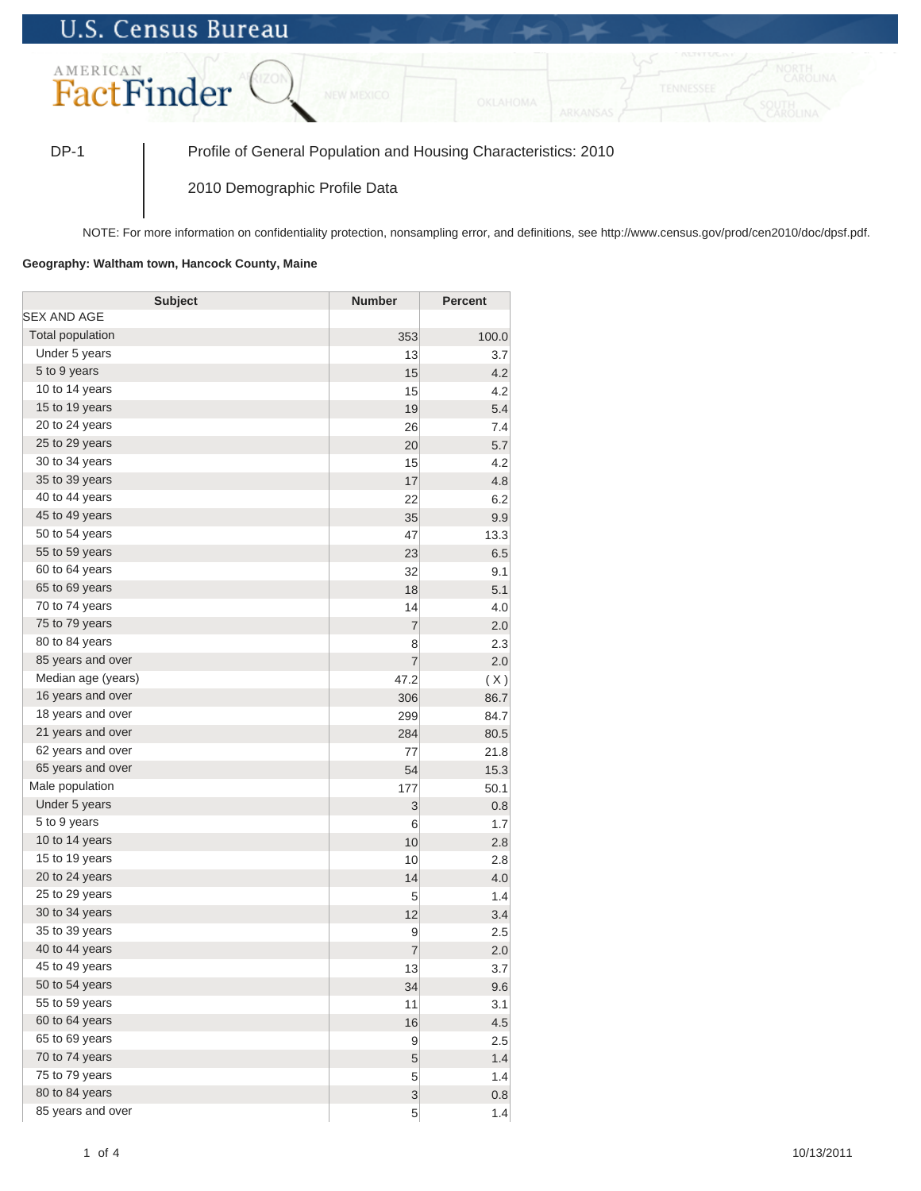U.S. Census Bureau

AMERICAN FactFinder

DP-1 | Profile of General Population and Housing Characteristics: 2010

2010 Demographic Profile Data

NOTE: For more information on confidentiality protection, nonsampling error, and definitions, see http://www.census.gov/prod/cen2010/doc/dpsf.pdf.

**Geography: Waltham town, Hancock County, Maine**

| Subject | Number | Percent |
|---|---|---|
| SEX AND AGE | | |
| Total population | 353 | 100.0 |
| Under 5 years | 13 | 3.7 |
| 5 to 9 years | 15 | 4.2 |
| 10 to 14 years | 15 | 4.2 |
| 15 to 19 years | 19 | 5.4 |
| 20 to 24 years | 26 | 7.4 |
| 25 to 29 years | 20 | 5.7 |
| 30 to 34 years | 15 | 4.2 |
| 35 to 39 years | 17 | 4.8 |
| 40 to 44 years | 22 | 6.2 |
| 45 to 49 years | 35 | 9.9 |
| 50 to 54 years | 47 | 13.3 |
| 55 to 59 years | 23 | 6.5 |
| 60 to 64 years | 32 | 9.1 |
| 65 to 69 years | 18 | 5.1 |
| 70 to 74 years | 14 | 4.0 |
| 75 to 79 years | 7 | 2.0 |
| 80 to 84 years | 8 | 2.3 |
| 85 years and over | 7 | 2.0 |
| Median age (years) | 47.2 | ( X ) |
| 16 years and over | 306 | 86.7 |
| 18 years and over | 299 | 84.7 |
| 21 years and over | 284 | 80.5 |
| 62 years and over | 77 | 21.8 |
| 65 years and over | 54 | 15.3 |
| Male population | 177 | 50.1 |
| Under 5 years | 3 | 0.8 |
| 5 to 9 years | 6 | 1.7 |
| 10 to 14 years | 10 | 2.8 |
| 15 to 19 years | 10 | 2.8 |
| 20 to 24 years | 14 | 4.0 |
| 25 to 29 years | 5 | 1.4 |
| 30 to 34 years | 12 | 3.4 |
| 35 to 39 years | 9 | 2.5 |
| 40 to 44 years | 7 | 2.0 |
| 45 to 49 years | 13 | 3.7 |
| 50 to 54 years | 34 | 9.6 |
| 55 to 59 years | 11 | 3.1 |
| 60 to 64 years | 16 | 4.5 |
| 65 to 69 years | 9 | 2.5 |
| 70 to 74 years | 5 | 1.4 |
| 75 to 79 years | 5 | 1.4 |
| 80 to 84 years | 3 | 0.8 |
| 85 years and over | 5 | 1.4 |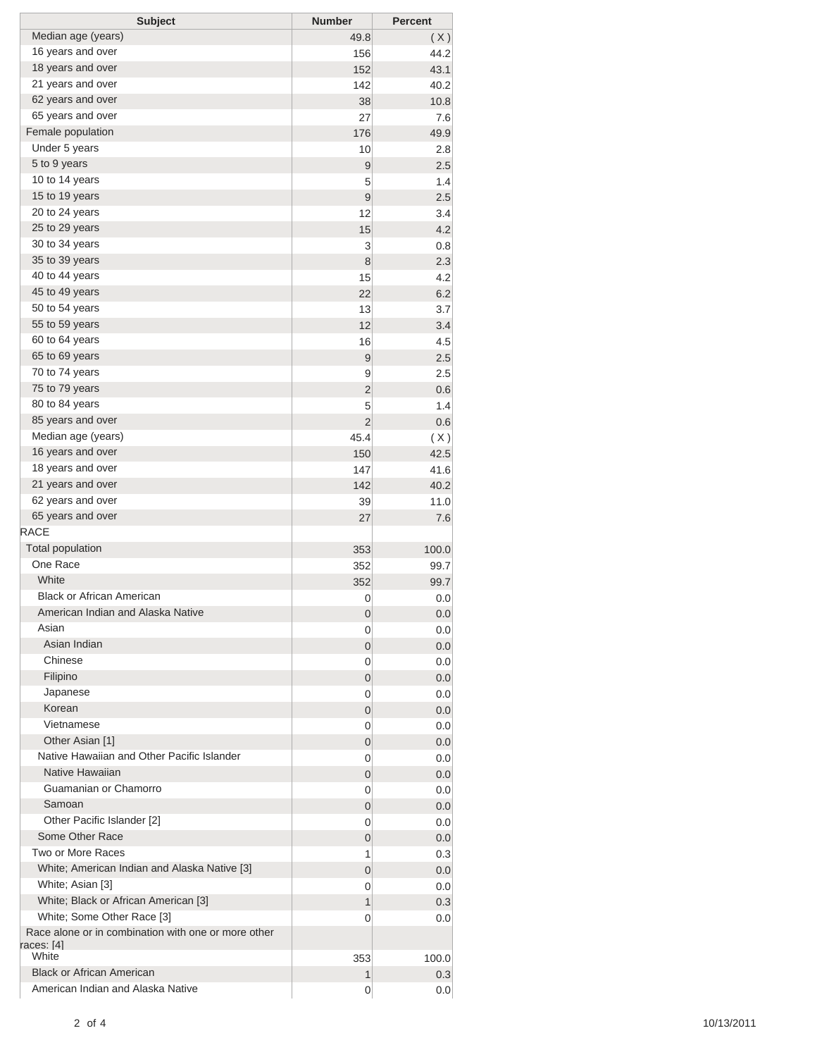| Subject | Number | Percent |
|---|---|---|
| Median age (years) | 49.8 | ( X ) |
| 16 years and over | 156 | 44.2 |
| 18 years and over | 152 | 43.1 |
| 21 years and over | 142 | 40.2 |
| 62 years and over | 38 | 10.8 |
| 65 years and over | 27 | 7.6 |
| Female population | 176 | 49.9 |
| Under 5 years | 10 | 2.8 |
| 5 to 9 years | 9 | 2.5 |
| 10 to 14 years | 5 | 1.4 |
| 15 to 19 years | 9 | 2.5 |
| 20 to 24 years | 12 | 3.4 |
| 25 to 29 years | 15 | 4.2 |
| 30 to 34 years | 3 | 0.8 |
| 35 to 39 years | 8 | 2.3 |
| 40 to 44 years | 15 | 4.2 |
| 45 to 49 years | 22 | 6.2 |
| 50 to 54 years | 13 | 3.7 |
| 55 to 59 years | 12 | 3.4 |
| 60 to 64 years | 16 | 4.5 |
| 65 to 69 years | 9 | 2.5 |
| 70 to 74 years | 9 | 2.5 |
| 75 to 79 years | 2 | 0.6 |
| 80 to 84 years | 5 | 1.4 |
| 85 years and over | 2 | 0.6 |
| Median age (years) | 45.4 | ( X ) |
| 16 years and over | 150 | 42.5 |
| 18 years and over | 147 | 41.6 |
| 21 years and over | 142 | 40.2 |
| 62 years and over | 39 | 11.0 |
| 65 years and over | 27 | 7.6 |
| RACE | | |
| Total population | 353 | 100.0 |
| One Race | 352 | 99.7 |
| White | 352 | 99.7 |
| Black or African American | 0 | 0.0 |
| American Indian and Alaska Native | 0 | 0.0 |
| Asian | 0 | 0.0 |
| Asian Indian | 0 | 0.0 |
| Chinese | 0 | 0.0 |
| Filipino | 0 | 0.0 |
| Japanese | 0 | 0.0 |
| Korean | 0 | 0.0 |
| Vietnamese | 0 | 0.0 |
| Other Asian [1] | 0 | 0.0 |
| Native Hawaiian and Other Pacific Islander | 0 | 0.0 |
| Native Hawaiian | 0 | 0.0 |
| Guamanian or Chamorro | 0 | 0.0 |
| Samoan | 0 | 0.0 |
| Other Pacific Islander [2] | 0 | 0.0 |
| Some Other Race | 0 | 0.0 |
| Two or More Races | 1 | 0.3 |
| White; American Indian and Alaska Native [3] | 0 | 0.0 |
| White; Asian [3] | 0 | 0.0 |
| White; Black or African American [3] | 1 | 0.3 |
| White; Some Other Race [3] | 0 | 0.0 |
| Race alone or in combination with one or more other races: [4] | | |
| White | 353 | 100.0 |
| Black or African American | 1 | 0.3 |
| American Indian and Alaska Native | 0 | 0.0 |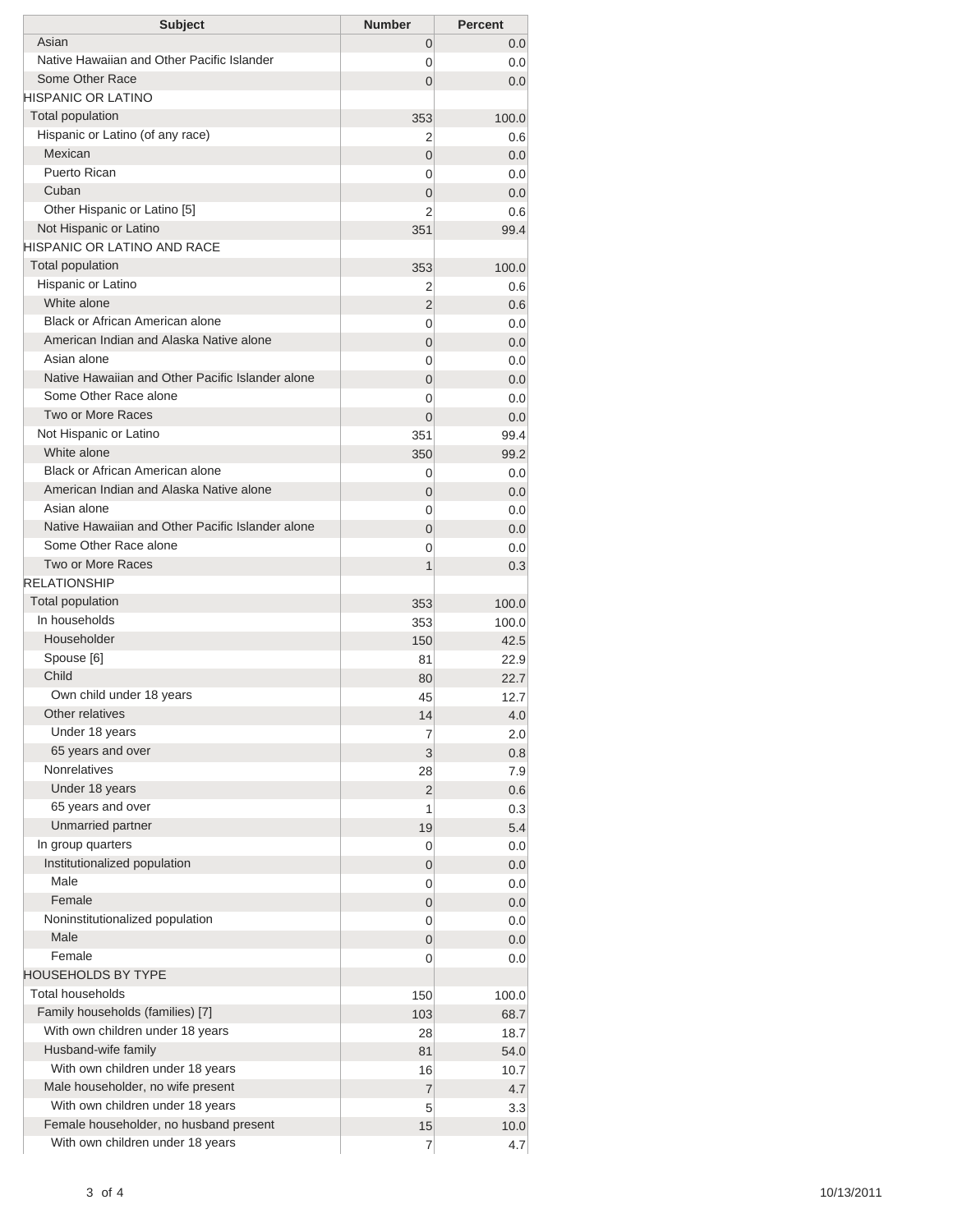| Subject | Number | Percent |
| --- | --- | --- |
| Asian | 0 | 0.0 |
| Native Hawaiian and Other Pacific Islander | 0 | 0.0 |
| Some Other Race | 0 | 0.0 |
| HISPANIC OR LATINO | | |
| Total population | 353 | 100.0 |
| Hispanic or Latino (of any race) | 2 | 0.6 |
| Mexican | 0 | 0.0 |
| Puerto Rican | 0 | 0.0 |
| Cuban | 0 | 0.0 |
| Other Hispanic or Latino [5] | 2 | 0.6 |
| Not Hispanic or Latino | 351 | 99.4 |
| HISPANIC OR LATINO AND RACE | | |
| Total population | 353 | 100.0 |
| Hispanic or Latino | 2 | 0.6 |
| White alone | 2 | 0.6 |
| Black or African American alone | 0 | 0.0 |
| American Indian and Alaska Native alone | 0 | 0.0 |
| Asian alone | 0 | 0.0 |
| Native Hawaiian and Other Pacific Islander alone | 0 | 0.0 |
| Some Other Race alone | 0 | 0.0 |
| Two or More Races | 0 | 0.0 |
| Not Hispanic or Latino | 351 | 99.4 |
| White alone | 350 | 99.2 |
| Black or African American alone | 0 | 0.0 |
| American Indian and Alaska Native alone | 0 | 0.0 |
| Asian alone | 0 | 0.0 |
| Native Hawaiian and Other Pacific Islander alone | 0 | 0.0 |
| Some Other Race alone | 0 | 0.0 |
| Two or More Races | 1 | 0.3 |
| RELATIONSHIP | | |
| Total population | 353 | 100.0 |
| In households | 353 | 100.0 |
| Householder | 150 | 42.5 |
| Spouse [6] | 81 | 22.9 |
| Child | 80 | 22.7 |
| Own child under 18 years | 45 | 12.7 |
| Other relatives | 14 | 4.0 |
| Under 18 years | 7 | 2.0 |
| 65 years and over | 3 | 0.8 |
| Nonrelatives | 28 | 7.9 |
| Under 18 years | 2 | 0.6 |
| 65 years and over | 1 | 0.3 |
| Unmarried partner | 19 | 5.4 |
| In group quarters | 0 | 0.0 |
| Institutionalized population | 0 | 0.0 |
| Male | 0 | 0.0 |
| Female | 0 | 0.0 |
| Noninstitutionalized population | 0 | 0.0 |
| Male | 0 | 0.0 |
| Female | 0 | 0.0 |
| HOUSEHOLDS BY TYPE | | |
| Total households | 150 | 100.0 |
| Family households (families) [7] | 103 | 68.7 |
| With own children under 18 years | 28 | 18.7 |
| Husband-wife family | 81 | 54.0 |
| With own children under 18 years | 16 | 10.7 |
| Male householder, no wife present | 7 | 4.7 |
| With own children under 18 years | 5 | 3.3 |
| Female householder, no husband present | 15 | 10.0 |
| With own children under 18 years | 7 | 4.7 |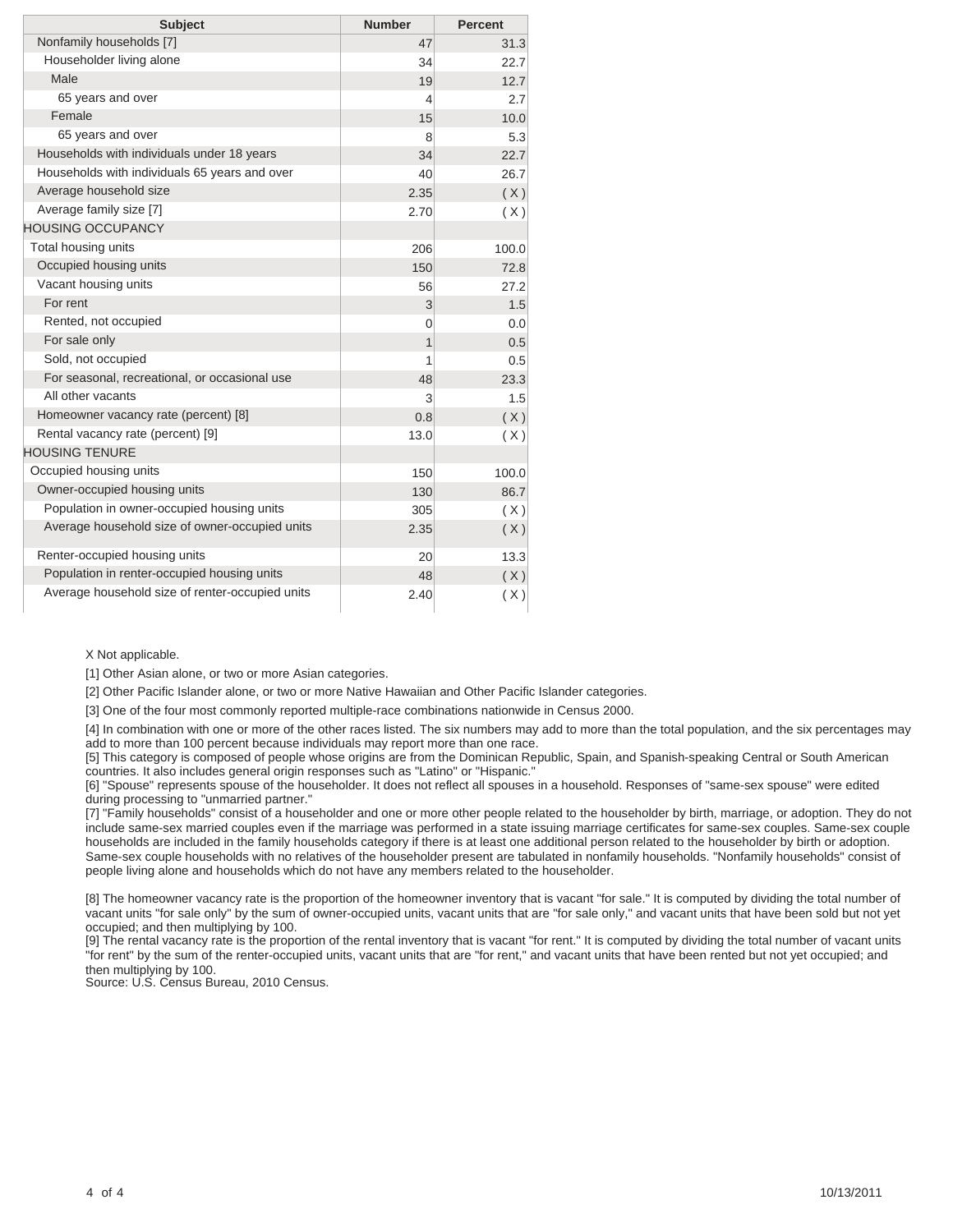| Subject | Number | Percent |
|---|---|---|
| Nonfamily households [7] | 47 | 31.3 |
| Householder living alone | 34 | 22.7 |
| Male | 19 | 12.7 |
| 65 years and over | 4 | 2.7 |
| Female | 15 | 10.0 |
| 65 years and over | 8 | 5.3 |
| Households with individuals under 18 years | 34 | 22.7 |
| Households with individuals 65 years and over | 40 | 26.7 |
| Average household size | 2.35 | ( X ) |
| Average family size [7] | 2.70 | ( X ) |
| HOUSING OCCUPANCY | | |
| Total housing units | 206 | 100.0 |
| Occupied housing units | 150 | 72.8 |
| Vacant housing units | 56 | 27.2 |
| For rent | 3 | 1.5 |
| Rented, not occupied | 0 | 0.0 |
| For sale only | 1 | 0.5 |
| Sold, not occupied | 1 | 0.5 |
| For seasonal, recreational, or occasional use | 48 | 23.3 |
| All other vacants | 3 | 1.5 |
| Homeowner vacancy rate (percent) [8] | 0.8 | ( X ) |
| Rental vacancy rate (percent) [9] | 13.0 | ( X ) |
| HOUSING TENURE | | |
| Occupied housing units | 150 | 100.0 |
| Owner-occupied housing units | 130 | 86.7 |
| Population in owner-occupied housing units | 305 | ( X ) |
| Average household size of owner-occupied units | 2.35 | ( X ) |
| Renter-occupied housing units | 20 | 13.3 |
| Population in renter-occupied housing units | 48 | ( X ) |
| Average household size of renter-occupied units | 2.40 | ( X ) |

X Not applicable.

[1] Other Asian alone, or two or more Asian categories.

[2] Other Pacific Islander alone, or two or more Native Hawaiian and Other Pacific Islander categories.

[3] One of the four most commonly reported multiple-race combinations nationwide in Census 2000.

[4] In combination with one or more of the other races listed. The six numbers may add to more than the total population, and the six percentages may add to more than 100 percent because individuals may report more than one race.

[5] This category is composed of people whose origins are from the Dominican Republic, Spain, and Spanish-speaking Central or South American countries. It also includes general origin responses such as "Latino" or "Hispanic."

[6] "Spouse" represents spouse of the householder. It does not reflect all spouses in a household. Responses of "same-sex spouse" were edited during processing to "unmarried partner."

[7] "Family households" consist of a householder and one or more other people related to the householder by birth, marriage, or adoption. They do not include same-sex married couples even if the marriage was performed in a state issuing marriage certificates for same-sex couples. Same-sex couple households are included in the family households category if there is at least one additional person related to the householder by birth or adoption. Same-sex couple households with no relatives of the householder present are tabulated in nonfamily households. "Nonfamily households" consist of people living alone and households which do not have any members related to the householder.

[8] The homeowner vacancy rate is the proportion of the homeowner inventory that is vacant "for sale." It is computed by dividing the total number of vacant units "for sale only" by the sum of owner-occupied units, vacant units that are "for sale only," and vacant units that have been sold but not yet occupied; and then multiplying by 100.

[9] The rental vacancy rate is the proportion of the rental inventory that is vacant "for rent." It is computed by dividing the total number of vacant units "for rent" by the sum of the renter-occupied units, vacant units that are "for rent," and vacant units that have been rented but not yet occupied; and then multiplying by 100.

Source: U.S. Census Bureau, 2010 Census.